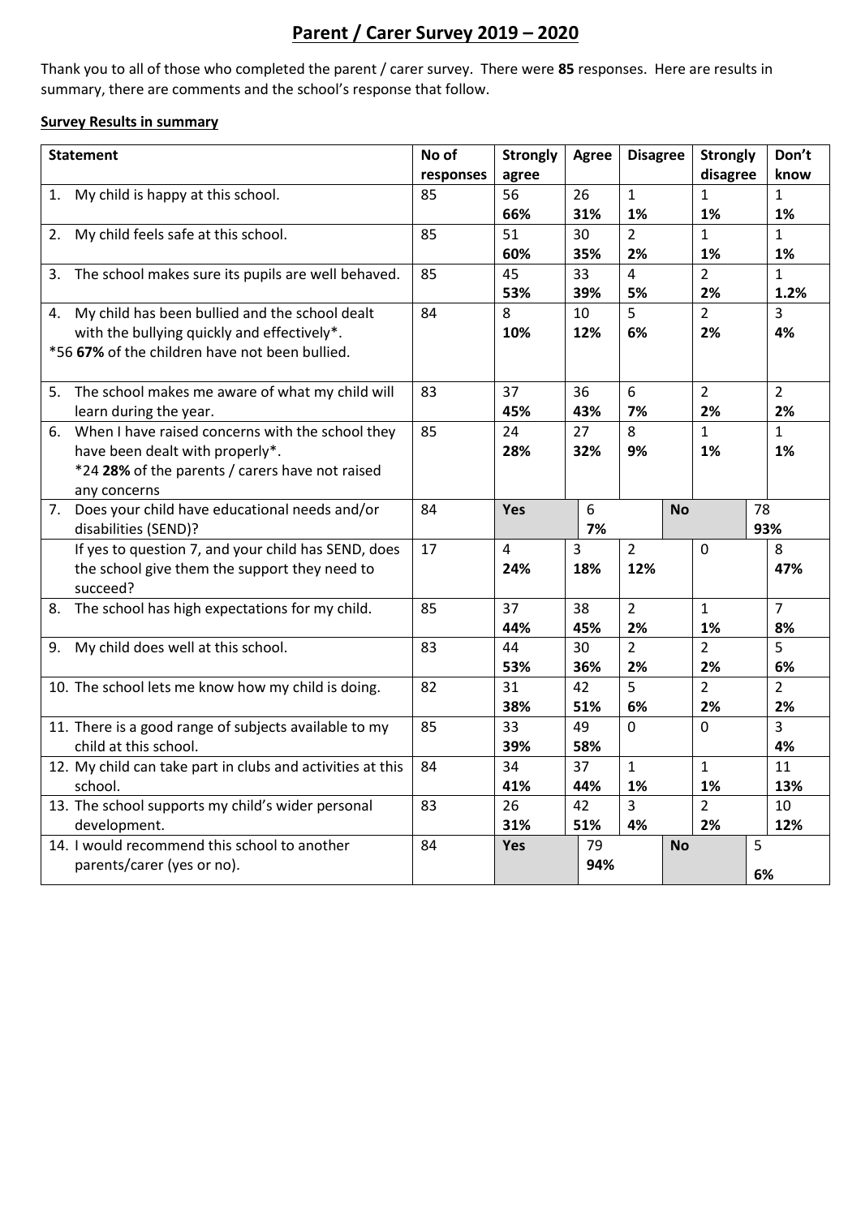# Parent / Carer Survey 2019 – 2020

Thank you to all of those who completed the parent / carer survey. There were **85** responses. Here are results in summary, there are comments and the school's response that follow.

**Survey Results in summary**

| Statement | No of responses | Strongly agree | Agree | Disagree | Strongly disagree | Don't know |
|---|---|---|---|---|---|---|
| 1. My child is happy at this school. | 85 | 56 **66%** | 26 **31%** | 1 **1%** | 1 **1%** | 1 **1%** |
| 2. My child feels safe at this school. | 85 | 51 **60%** | 30 **35%** | 2 **2%** | 1 **1%** | 1 **1%** |
| 3. The school makes sure its pupils are well behaved. | 85 | 45 **53%** | 33 **39%** | 4 **5%** | 2 **2%** | 1 **1.2%** |
| 4. My child has been bullied and the school dealt with the bullying quickly and effectively*. *56 **67%** of the children have not been bullied. | 84 | 8 **10%** | 10 **12%** | 5 **6%** | 2 **2%** | 3 **4%** |
| 5. The school makes me aware of what my child will learn during the year. | 83 | 37 **45%** | 36 **43%** | 6 **7%** | 2 **2%** | 2 **2%** |
| 6. When I have raised concerns with the school they have been dealt with properly*. *24 **28%** of the parents / carers have not raised any concerns | 85 | 24 **28%** | 27 **32%** | 8 **9%** | 1 **1%** | 1 **1%** |
| 7. Does your child have educational needs and/or disabilities (SEND)? | 84 | **Yes** | 6 **7%** | **No** | | 78 **93%** |
| If yes to question 7, and your child has SEND, does the school give them the support they need to succeed? | 17 | 4 **24%** | 3 **18%** | 2 **12%** | 0 | 8 **47%** |
| 8. The school has high expectations for my child. | 85 | 37 **44%** | 38 **45%** | 2 **2%** | 1 **1%** | 7 **8%** |
| 9. My child does well at this school. | 83 | 44 **53%** | 30 **36%** | 2 **2%** | 2 **2%** | 5 **6%** |
| 10. The school lets me know how my child is doing. | 82 | 31 **38%** | 42 **51%** | 5 **6%** | 2 **2%** | 2 **2%** |
| 11. There is a good range of subjects available to my child at this school. | 85 | 33 **39%** | 49 **58%** | 0 | 0 | 3 **4%** |
| 12. My child can take part in clubs and activities at this school. | 84 | 34 **41%** | 37 **44%** | 1 **1%** | 1 **1%** | 11 **13%** |
| 13. The school supports my child's wider personal development. | 83 | 26 **31%** | 42 **51%** | 3 **4%** | 2 **2%** | 10 **12%** |
| 14. I would recommend this school to another parents/carer (yes or no). | 84 | **Yes** | 79 **94%** | **No** | | 5 **6%** |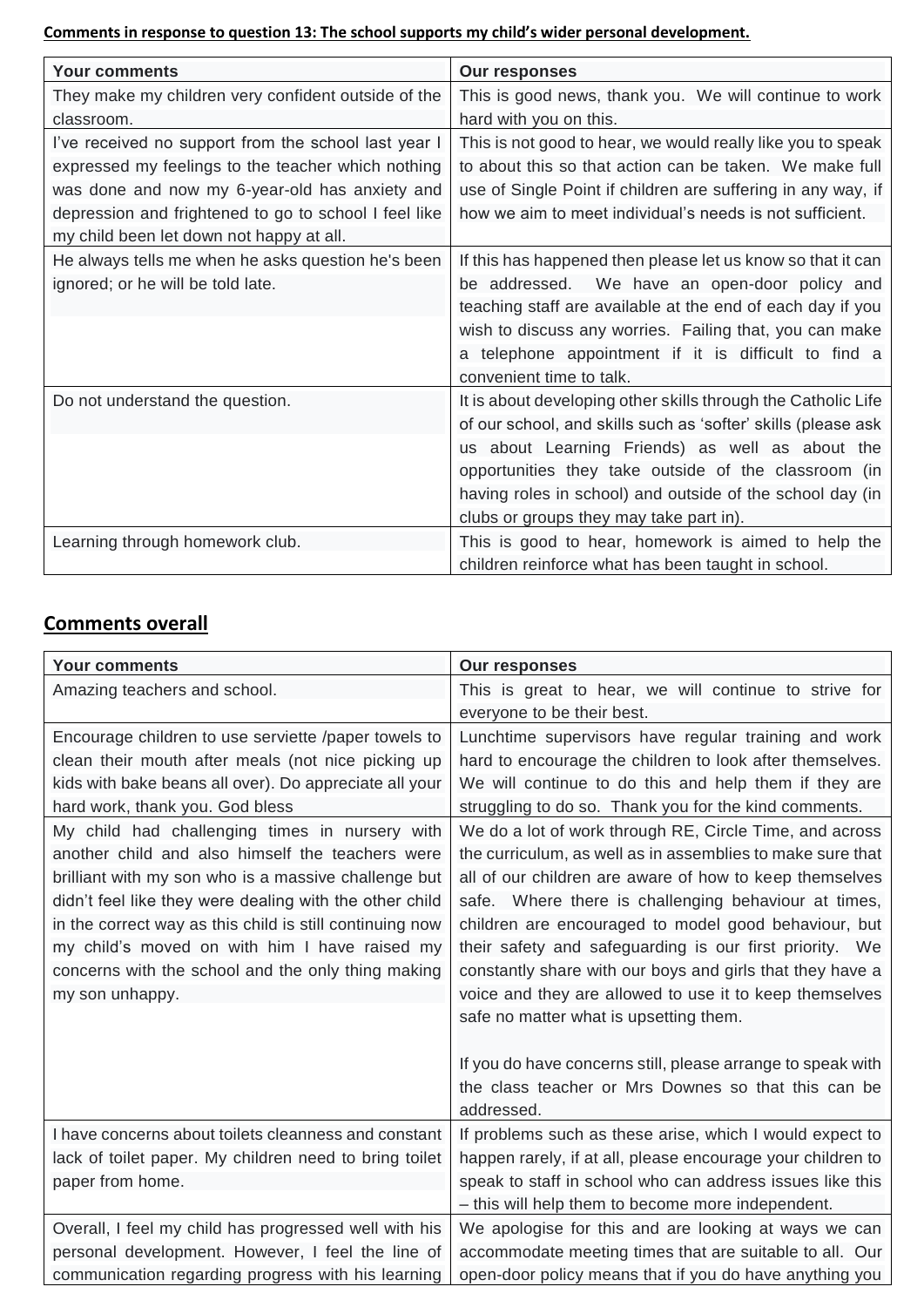**Comments in response to question 13: The school supports my child's wider personal development.**

| Your comments | Our responses |
|---|---|
| They make my children very confident outside of the classroom. | This is good news, thank you. We will continue to work hard with you on this. |
| I've received no support from the school last year I expressed my feelings to the teacher which nothing was done and now my 6-year-old has anxiety and depression and frightened to go to school I feel like my child been let down not happy at all. | This is not good to hear, we would really like you to speak to about this so that action can be taken. We make full use of Single Point if children are suffering in any way, if how we aim to meet individual's needs is not sufficient. |
| He always tells me when he asks question he's been ignored; or he will be told late. | If this has happened then please let us know so that it can be addressed. We have an open-door policy and teaching staff are available at the end of each day if you wish to discuss any worries. Failing that, you can make a telephone appointment if it is difficult to find a convenient time to talk. |
| Do not understand the question. | It is about developing other skills through the Catholic Life of our school, and skills such as 'softer' skills (please ask us about Learning Friends) as well as about the opportunities they take outside of the classroom (in having roles in school) and outside of the school day (in clubs or groups they may take part in). |
| Learning through homework club. | This is good to hear, homework is aimed to help the children reinforce what has been taught in school. |

## Comments overall

| Your comments | Our responses |
|---|---|
| Amazing teachers and school. | This is great to hear, we will continue to strive for everyone to be their best. |
| Encourage children to use serviette /paper towels to clean their mouth after meals (not nice picking up kids with bake beans all over). Do appreciate all your hard work, thank you. God bless | Lunchtime supervisors have regular training and work hard to encourage the children to look after themselves. We will continue to do this and help them if they are struggling to do so. Thank you for the kind comments. |
| My child had challenging times in nursery with another child and also himself the teachers were brilliant with my son who is a massive challenge but didn't feel like they were dealing with the other child in the correct way as this child is still continuing now my child's moved on with him I have raised my concerns with the school and the only thing making my son unhappy. | We do a lot of work through RE, Circle Time, and across the curriculum, as well as in assemblies to make sure that all of our children are aware of how to keep themselves safe. Where there is challenging behaviour at times, children are encouraged to model good behaviour, but their safety and safeguarding is our first priority. We constantly share with our boys and girls that they have a voice and they are allowed to use it to keep themselves safe no matter what is upsetting them.<br><br>If you do have concerns still, please arrange to speak with the class teacher or Mrs Downes so that this can be addressed. |
| I have concerns about toilets cleanness and constant lack of toilet paper. My children need to bring toilet paper from home. | If problems such as these arise, which I would expect to happen rarely, if at all, please encourage your children to speak to staff in school who can address issues like this – this will help them to become more independent. |
| Overall, I feel my child has progressed well with his personal development. However, I feel the line of communication regarding progress with his learning | We apologise for this and are looking at ways we can accommodate meeting times that are suitable to all. Our open-door policy means that if you do have anything you |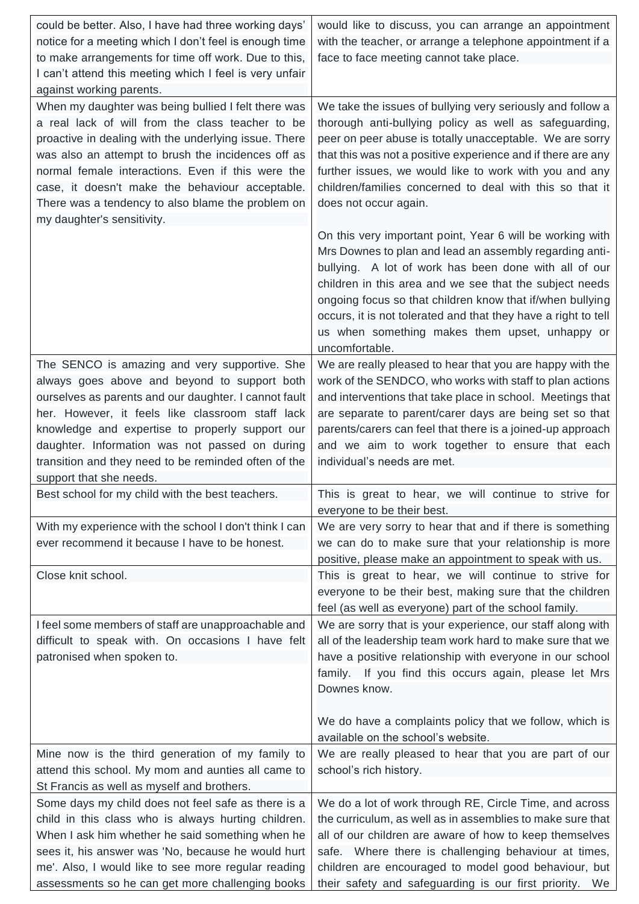| | |
|---|---|
| could be better. Also, I have had three working days' notice for a meeting which I don't feel is enough time to make arrangements for time off work. Due to this, I can't attend this meeting which I feel is very unfair against working parents. | would like to discuss, you can arrange an appointment with the teacher, or arrange a telephone appointment if a face to face meeting cannot take place. |
| When my daughter was being bullied I felt there was a real lack of will from the class teacher to be proactive in dealing with the underlying issue. There was also an attempt to brush the incidences off as normal female interactions. Even if this were the case, it doesn't make the behaviour acceptable. There was a tendency to also blame the problem on my daughter's sensitivity. | We take the issues of bullying very seriously and follow a thorough anti-bullying policy as well as safeguarding, peer on peer abuse is totally unacceptable. We are sorry that this was not a positive experience and if there are any further issues, we would like to work with you and any children/families concerned to deal with this so that it does not occur again.<br><br>On this very important point, Year 6 will be working with Mrs Downes to plan and lead an assembly regarding anti-bullying. A lot of work has been done with all of our children in this area and we see that the subject needs ongoing focus so that children know that if/when bullying occurs, it is not tolerated and that they have a right to tell us when something makes them upset, unhappy or uncomfortable. |
| The SENCO is amazing and very supportive. She always goes above and beyond to support both ourselves as parents and our daughter. I cannot fault her. However, it feels like classroom staff lack knowledge and expertise to properly support our daughter. Information was not passed on during transition and they need to be reminded often of the support that she needs. | We are really pleased to hear that you are happy with the work of the SENDCO, who works with staff to plan actions and interventions that take place in school. Meetings that are separate to parent/carer days are being set so that parents/carers can feel that there is a joined-up approach and we aim to work together to ensure that each individual's needs are met. |
| Best school for my child with the best teachers. | This is great to hear, we will continue to strive for everyone to be their best. |
| With my experience with the school I don't think I can ever recommend it because I have to be honest. | We are very sorry to hear that and if there is something we can do to make sure that your relationship is more positive, please make an appointment to speak with us. |
| Close knit school. | This is great to hear, we will continue to strive for everyone to be their best, making sure that the children feel (as well as everyone) part of the school family. |
| I feel some members of staff are unapproachable and difficult to speak with. On occasions I have felt patronised when spoken to. | We are sorry that is your experience, our staff along with all of the leadership team work hard to make sure that we have a positive relationship with everyone in our school family. If you find this occurs again, please let Mrs Downes know.<br><br>We do have a complaints policy that we follow, which is available on the school's website. |
| Mine now is the third generation of my family to attend this school. My mom and aunties all came to St Francis as well as myself and brothers. | We are really pleased to hear that you are part of our school's rich history. |
| Some days my child does not feel safe as there is a child in this class who is always hurting children. When I ask him whether he said something when he sees it, his answer was 'No, because he would hurt me'. Also, I would like to see more regular reading assessments so he can get more challenging books | We do a lot of work through RE, Circle Time, and across the curriculum, as well as in assemblies to make sure that all of our children are aware of how to keep themselves safe. Where there is challenging behaviour at times, children are encouraged to model good behaviour, but their safety and safeguarding is our first priority. We |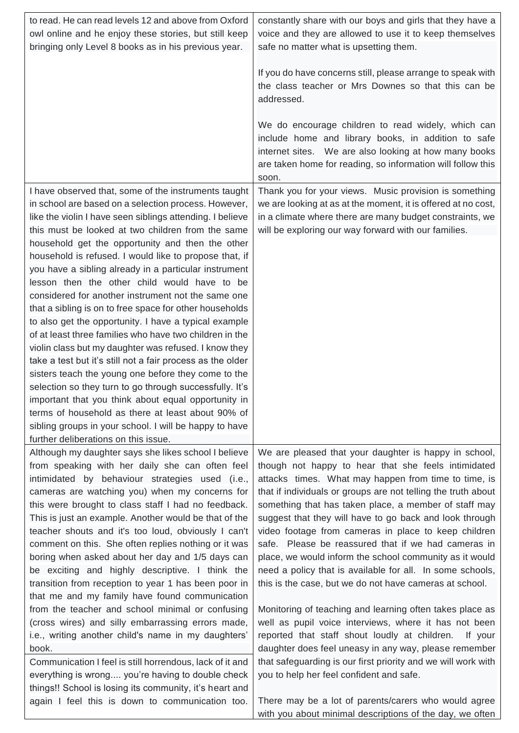| | |
|---|---|
| to read. He can read levels 12 and above from Oxford owl online and he enjoy these stories, but still keep bringing only Level 8 books as in his previous year. | constantly share with our boys and girls that they have a voice and they are allowed to use it to keep themselves safe no matter what is upsetting them.<br><br>If you do have concerns still, please arrange to speak with the class teacher or Mrs Downes so that this can be addressed.<br><br>We do encourage children to read widely, which can include home and library books, in addition to safe internet sites. We are also looking at how many books are taken home for reading, so information will follow this soon. |
| I have observed that, some of the instruments taught in school are based on a selection process. However, like the violin I have seen siblings attending. I believe this must be looked at two children from the same household get the opportunity and then the other household is refused. I would like to propose that, if you have a sibling already in a particular instrument lesson then the other child would have to be considered for another instrument not the same one that a sibling is on to free space for other households to also get the opportunity. I have a typical example of at least three families who have two children in the violin class but my daughter was refused. I know they take a test but it's still not a fair process as the older sisters teach the young one before they come to the selection so they turn to go through successfully. It's important that you think about equal opportunity in terms of household as there at least about 90% of sibling groups in your school. I will be happy to have further deliberations on this issue. | Thank you for your views. Music provision is something we are looking at as at the moment, it is offered at no cost, in a climate where there are many budget constraints, we will be exploring our way forward with our families. |
| Although my daughter says she likes school I believe from speaking with her daily she can often feel intimidated by behaviour strategies used (i.e., cameras are watching you) when my concerns for this were brought to class staff I had no feedback. This is just an example. Another would be that of the teacher shouts and it's too loud, obviously I can't comment on this. She often replies nothing or it was boring when asked about her day and 1/5 days can be exciting and highly descriptive. I think the transition from reception to year 1 has been poor in that me and my family have found communication from the teacher and school minimal or confusing (cross wires) and silly embarrassing errors made, i.e., writing another child's name in my daughters' book. | We are pleased that your daughter is happy in school, though not happy to hear that she feels intimidated attacks times. What may happen from time to time, is that if individuals or groups are not telling the truth about something that has taken place, a member of staff may suggest that they will have to go back and look through video footage from cameras in place to keep children safe. Please be reassured that if we had cameras in place, we would inform the school community as it would need a policy that is available for all. In some schools, this is the case, but we do not have cameras at school.<br><br>Monitoring of teaching and learning often takes place as well as pupil voice interviews, where it has not been reported that staff shout loudly at children. If your daughter does feel uneasy in any way, please remember that safeguarding is our first priority and we will work with you to help her feel confident and safe.<br><br>There may be a lot of parents/carers who would agree with you about minimal descriptions of the day, we often |
| Communication I feel is still horrendous, lack of it and everything is wrong.... you're having to double check things!! School is losing its community, it's heart and again I feel this is down to communication too. | |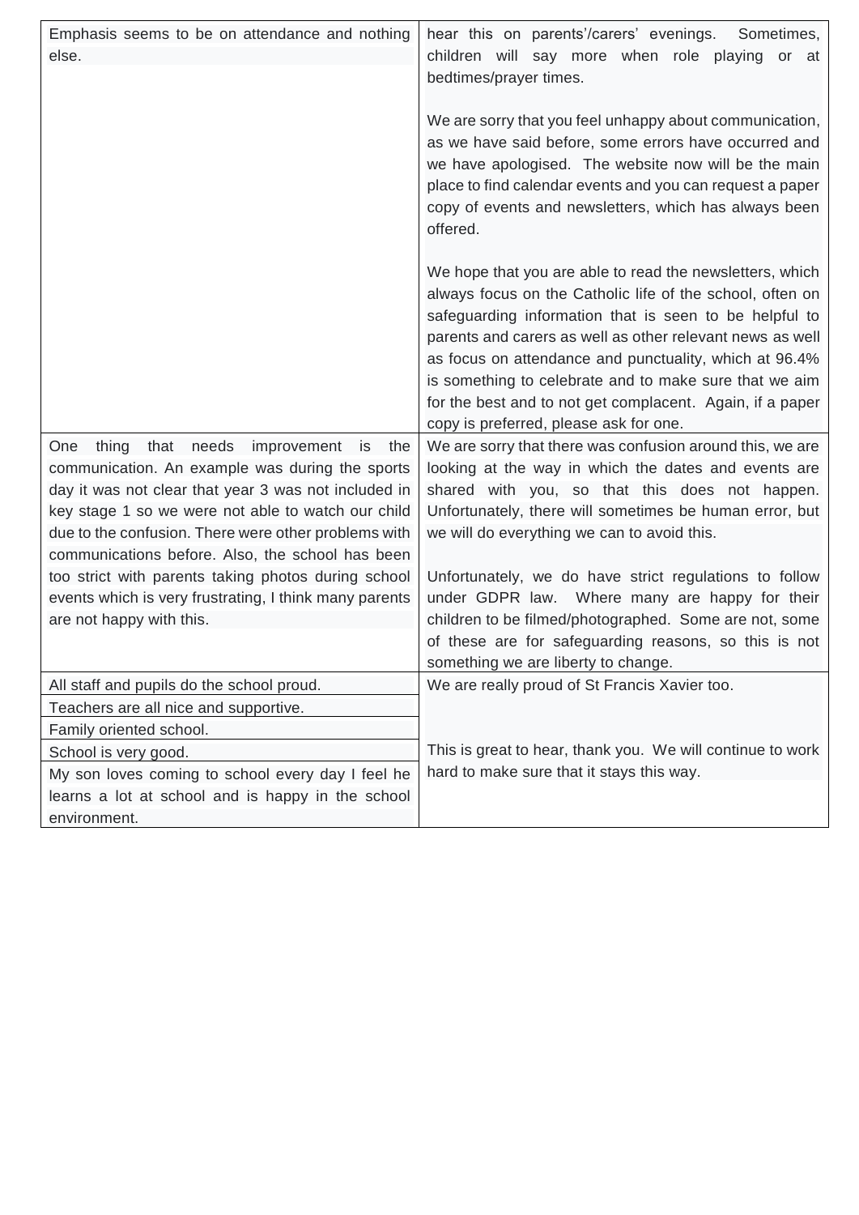| | |
|---|---|
| Emphasis seems to be on attendance and nothing else. | hear this on parents'/carers' evenings. Sometimes, children will say more when role playing or at bedtimes/prayer times.<br><br>We are sorry that you feel unhappy about communication, as we have said before, some errors have occurred and we have apologised. The website now will be the main place to find calendar events and you can request a paper copy of events and newsletters, which has always been offered.<br><br>We hope that you are able to read the newsletters, which always focus on the Catholic life of the school, often on safeguarding information that is seen to be helpful to parents and carers as well as other relevant news as well as focus on attendance and punctuality, which at 96.4% is something to celebrate and to make sure that we aim for the best and to not get complacent. Again, if a paper copy is preferred, please ask for one. |
| One thing that needs improvement is the communication. An example was during the sports day it was not clear that year 3 was not included in key stage 1 so we were not able to watch our child due to the confusion. There were other problems with communications before. Also, the school has been too strict with parents taking photos during school events which is very frustrating, I think many parents are not happy with this. | We are sorry that there was confusion around this, we are looking at the way in which the dates and events are shared with you, so that this does not happen. Unfortunately, there will sometimes be human error, but we will do everything we can to avoid this.<br><br>Unfortunately, we do have strict regulations to follow under GDPR law. Where many are happy for their children to be filmed/photographed. Some are not, some of these are for safeguarding reasons, so this is not something we are liberty to change. |
| All staff and pupils do the school proud. | We are really proud of St Francis Xavier too. |
| Teachers are all nice and supportive. | |
| Family oriented school. | This is great to hear, thank you. We will continue to work hard to make sure that it stays this way. |
| School is very good. | |
| My son loves coming to school every day I feel he learns a lot at school and is happy in the school environment. | |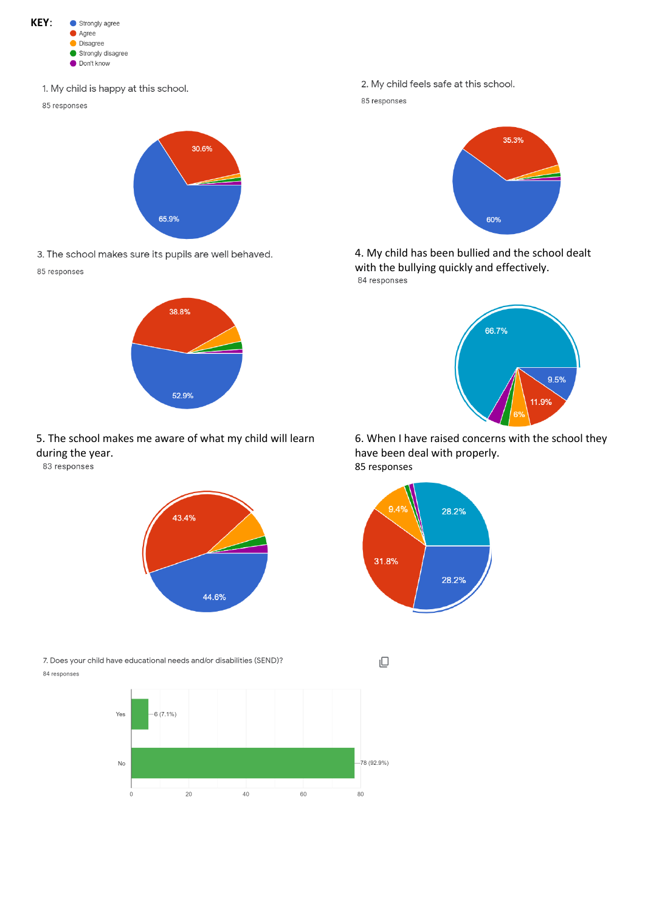**KEY:**

- Strongly agree
- Agree
- Disagree
- Strongly disagree
- Don't know

1. My child is happy at this school.

85 responses

65.9%
30.6%

2. My child feels safe at this school.

85 responses

60%
35.3%

3. The school makes sure its pupils are well behaved.

85 responses

52.9%
38.8%

4. My child has been bullied and the school dealt with the bullying quickly and effectively.

84 responses

66.7%
9.5%
11.9%
6%

5. The school makes me aware of what my child will learn during the year.

83 responses

44.6%
43.4%

6. When I have raised concerns with the school they have been deal with properly.

85 responses

28.2%
28.2%
31.8%
9.4%

7. Does your child have educational needs and/or disabilities (SEND)?

84 responses

| Response | Count |
|---|---|
| Yes | 6 (7.1%) |
| No | 78 (92.9%) |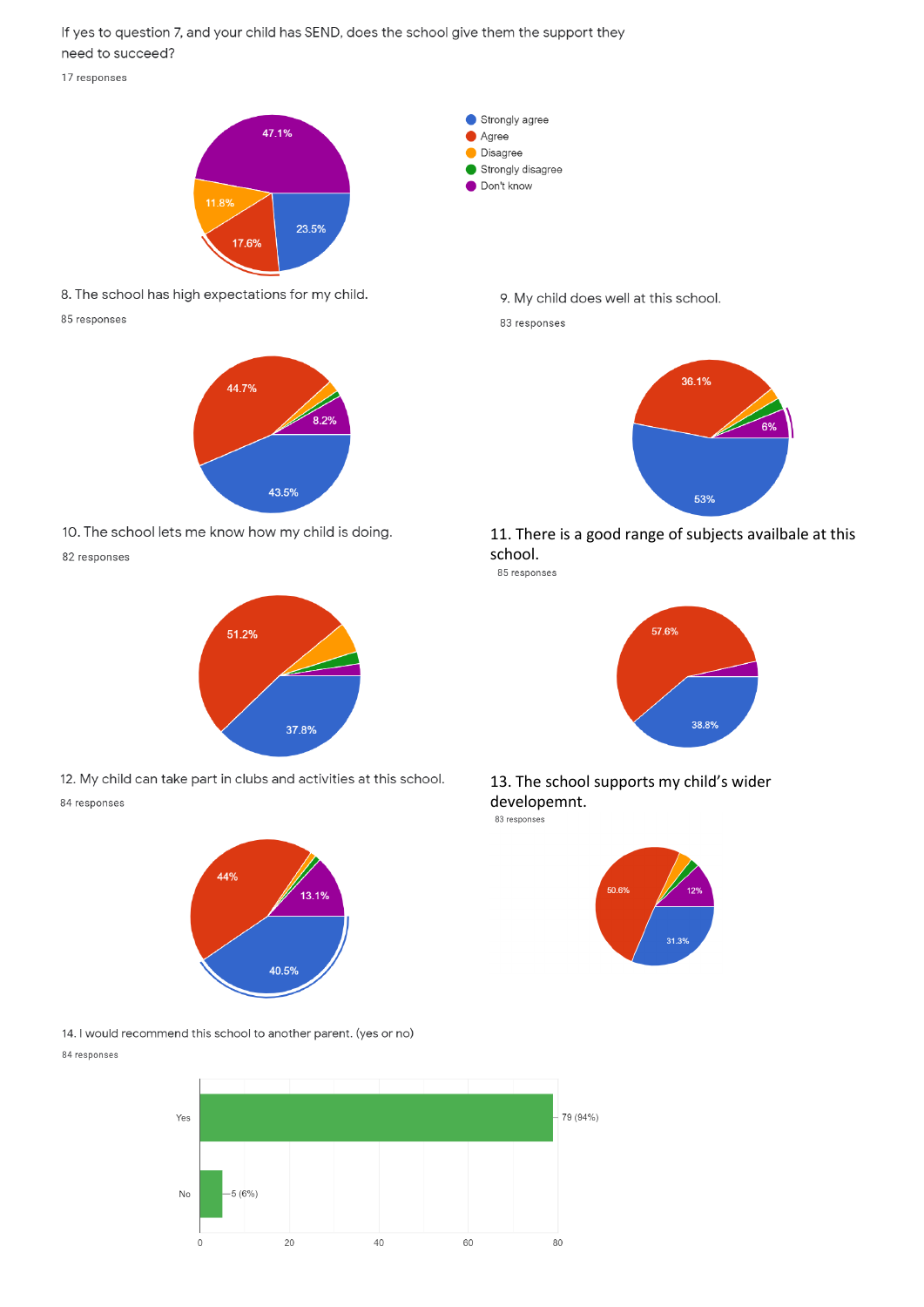If yes to question 7, and your child has SEND, does the school give them the support they need to succeed?

17 responses

- Strongly agree
- Agree
- Disagree
- Strongly disagree
- Don't know

47.1%
11.8%
17.6%
23.5%

8. The school has high expectations for my child.

85 responses

44.7%
8.2%
43.5%

9. My child does well at this school.

83 responses

36.1%
6%
53%

10. The school lets me know how my child is doing.

82 responses

51.2%
37.8%

11. There is a good range of subjects availbale at this school.

85 responses

57.6%
38.8%

12. My child can take part in clubs and activities at this school.

84 responses

44%
13.1%
40.5%

13. The school supports my child's wider developemnt.

83 responses

50.6%
12%
31.3%

14. I would recommend this school to another parent. (yes or no)

84 responses

| Response | Count |
|---|---|
| Yes | 79 (94%) |
| No | 5 (6%) |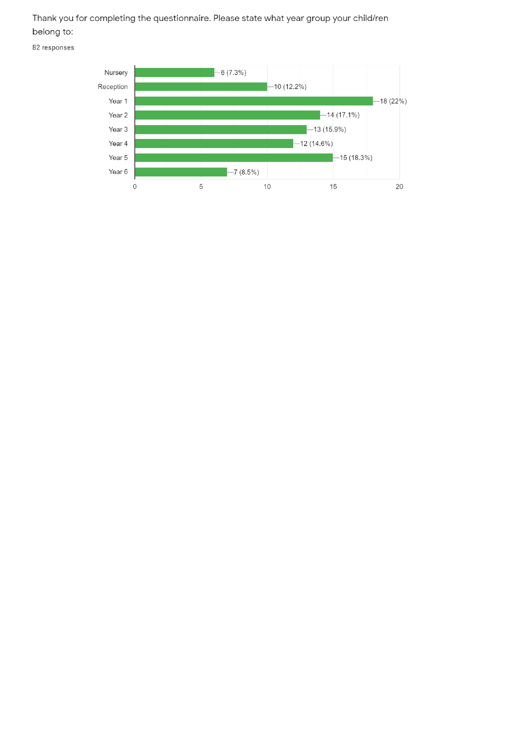Thank you for completing the questionnaire. Please state what year group your child/ren belong to:

82 responses

Nursery
Reception
Year 1
Year 2
Year 3
Year 4
Year 5
Year 6

6 (7.3%)
10 (12.2%)
18 (22%)
14 (17.1%)
13 (15.9%)
12 (14.6%)
15 (18.3%)
7 (8.5%)

0
5
10
15
20